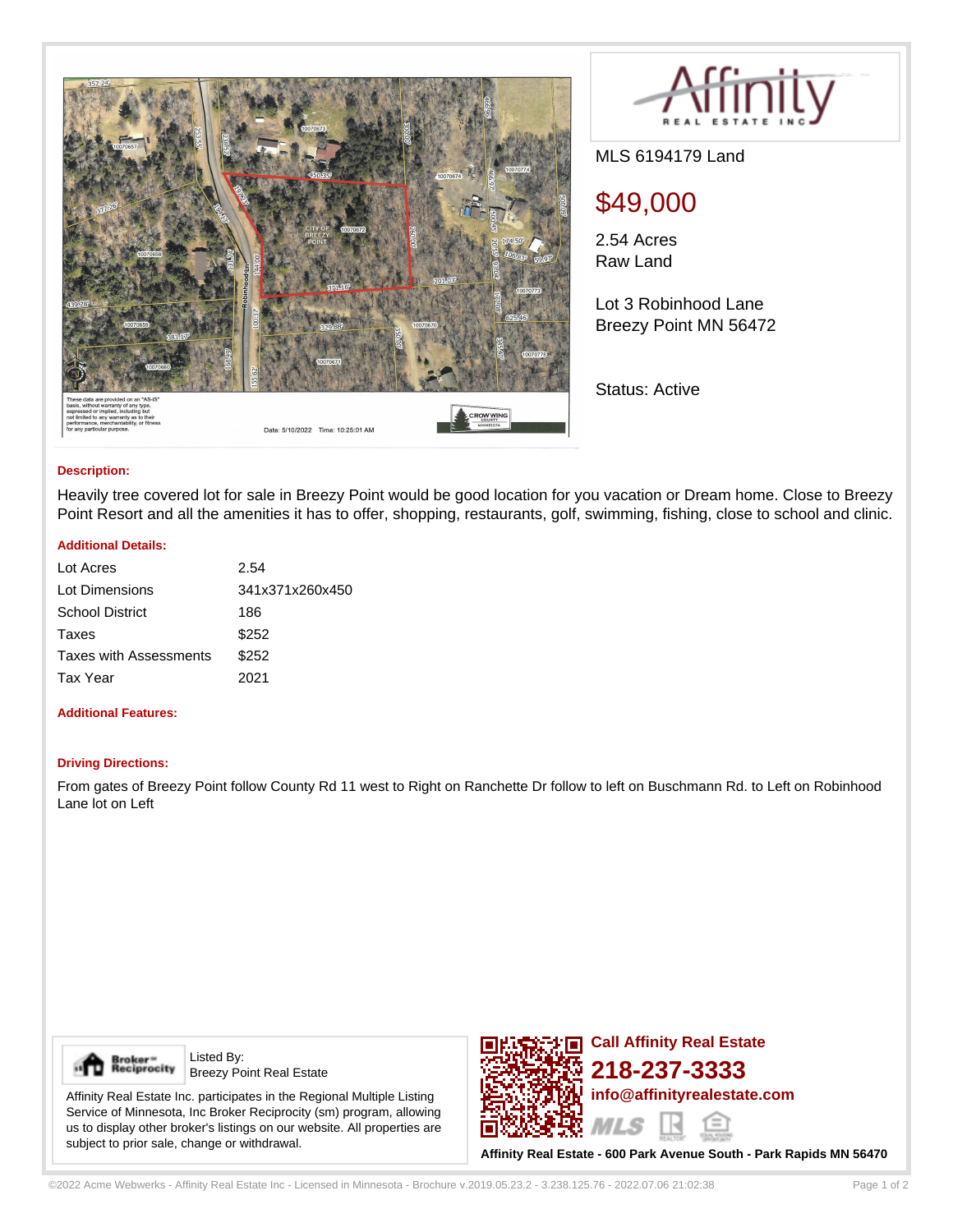MLS 6194179 Land

## $49,000

2.54 Acres
Raw Land

Lot 3 Robinhood Lane
Breezy Point MN 56472

Status: Active

### Description:

Heavily tree covered lot for sale in Breezy Point would be good location for you vacation or Dream home. Close to Breezy Point Resort and all the amenities it has to offer, shopping, restaurants, golf, swimming, fishing, close to school and clinic.

### Additional Details:

| | |
|---|---|
| Lot Acres | 2.54 |
| Lot Dimensions | 341x371x260x450 |
| School District | 186 |
| Taxes | $252 |
| Taxes with Assessments | $252 |
| Tax Year | 2021 |

### Additional Features:

### Driving Directions:

From gates of Breezy Point follow County Rd 11 west to Right on Ranchette Dr follow to left on Buschmann Rd. to Left on Robinhood Lane lot on Left

Listed By:
Breezy Point Real Estate

Affinity Real Estate Inc. participates in the Regional Multiple Listing Service of Minnesota, Inc Broker Reciprocity (sm) program, allowing us to display other broker's listings on our website. All properties are subject to prior sale, change or withdrawal.

**Call Affinity Real Estate**

**218-237-3333**

**info@affinityrealestate.com**

**Affinity Real Estate - 600 Park Avenue South - Park Rapids MN 56470**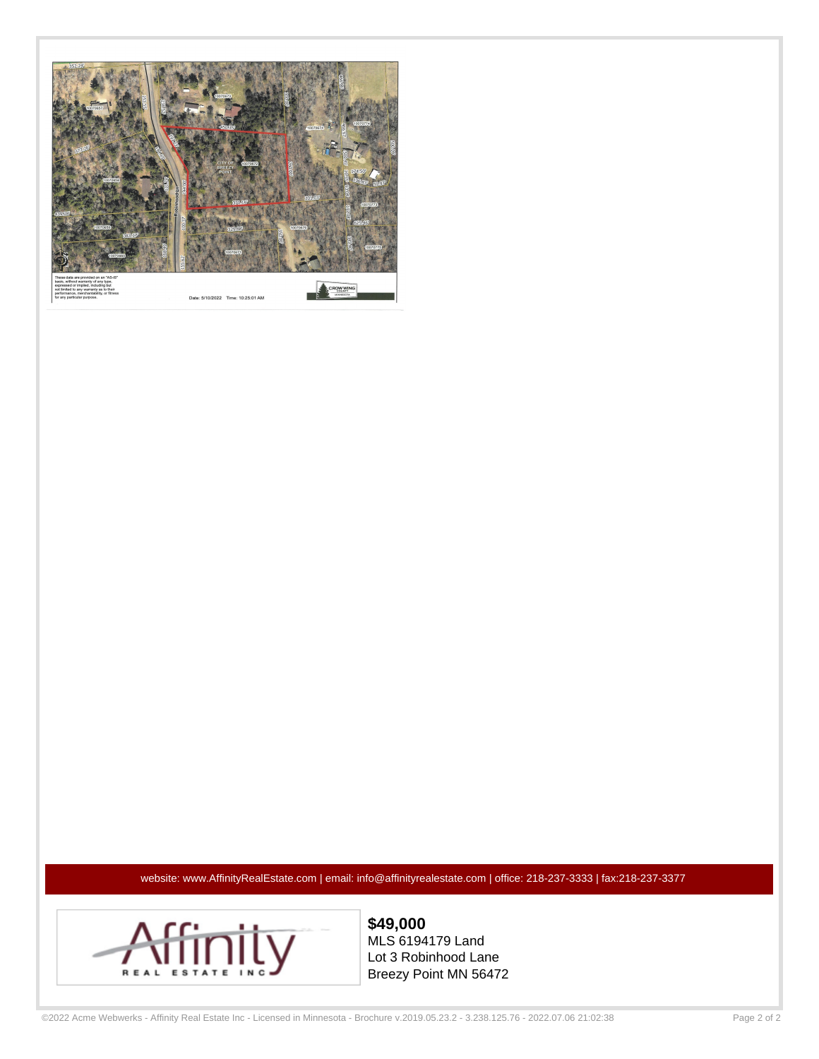These data are provided on an "AS-IS" basis, without warranty of any type, expressed or implied, including but not limited to any warranty as to their performance, merchantability, or fitness for any particular purpose.

Date: 5/10/2022 Time: 10:25:01 AM

CROW WING COUNTY MINNESOTA

website: www.AffinityRealEstate.com | email: info@affinityrealestate.com | office: 218-237-3333 | fax:218-237-3377

Affinity REAL ESTATE INC

**$49,000**
MLS 6194179 Land
Lot 3 Robinhood Lane
Breezy Point MN 56472

©2022 Acme Webwerks - Affinity Real Estate Inc - Licensed in Minnesota - Brochure v.2019.05.23.2 - 3.238.125.76 - 2022.07.06 21:02:38